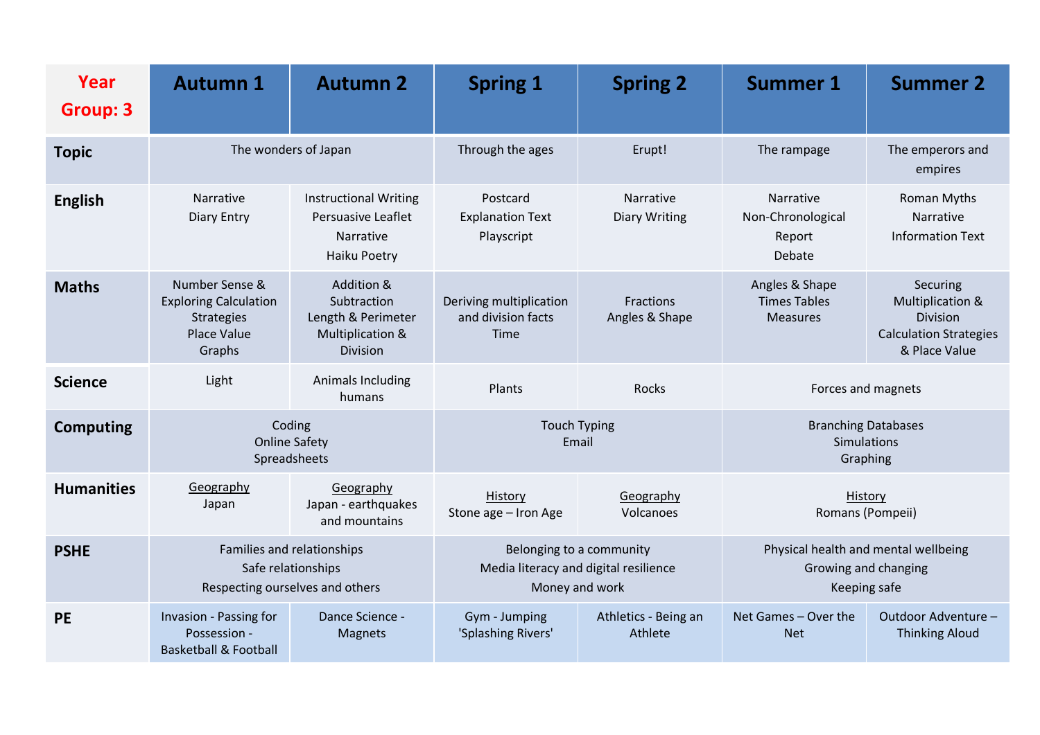| Year Group: 3 | Autumn 1 | Autumn 2 | Spring 1 | Spring 2 | Summer 1 | Summer 2 |
|---|---|---|---|---|---|---|
| **Topic** | The wonders of Japan | | Through the ages | Erupt! | The rampage | The emperors and empires |
| **English** | Narrative<br>Diary Entry | Instructional Writing<br>Persuasive Leaflet<br>Narrative<br>Haiku Poetry | Postcard<br>Explanation Text<br>Playscript | Narrative<br>Diary Writing | Narrative<br>Non-Chronological Report<br>Debate | Roman Myths<br>Narrative<br>Information Text |
| **Maths** | Number Sense & Exploring Calculation Strategies<br>Place Value<br>Graphs | Addition & Subtraction<br>Length & Perimeter<br>Multiplication & Division | Deriving multiplication and division facts<br>Time | Fractions<br>Angles & Shape | Angles & Shape<br>Times Tables<br>Measures | Securing Multiplication & Division<br>Calculation Strategies & Place Value |
| **Science** | Light | Animals Including humans | Plants | Rocks | Forces and magnets | |
| **Computing** | Coding<br>Online Safety<br>Spreadsheets | | Touch Typing<br>Email | | Branching Databases<br>Simulations<br>Graphing | |
| **Humanities** | Geography<br>Japan | Geography<br>Japan - earthquakes and mountains | History<br>Stone age – Iron Age | Geography<br>Volcanoes | History<br>Romans (Pompeii) | |
| **PSHE** | Families and relationships<br>Safe relationships<br>Respecting ourselves and others | | Belonging to a community<br>Media literacy and digital resilience<br>Money and work | | Physical health and mental wellbeing<br>Growing and changing<br>Keeping safe | |
| **PE** | Invasion - Passing for Possession - Basketball & Football | Dance Science - Magnets | Gym - Jumping 'Splashing Rivers' | Athletics - Being an Athlete | Net Games – Over the Net | Outdoor Adventure – Thinking Aloud |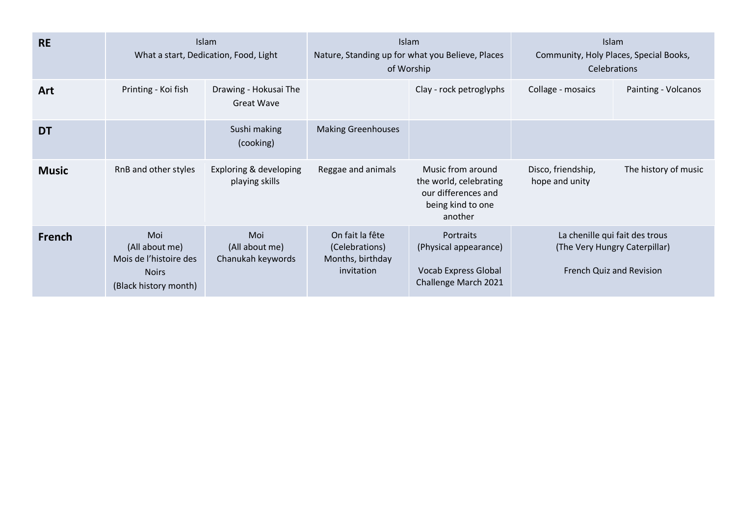| | | | | | | |
|---|---|---|---|---|---|---|
| **RE** | Islam<br>What a start, Dedication, Food, Light | | Islam<br>Nature, Standing up for what you Believe, Places of Worship | | Islam<br>Community, Holy Places, Special Books, Celebrations | |
| **Art** | Printing - Koi fish | Drawing - Hokusai The Great Wave | | Clay - rock petroglyphs | Collage - mosaics | Painting - Volcanos |
| **DT** | | Sushi making (cooking) | Making Greenhouses | | | |
| **Music** | RnB and other styles | Exploring & developing playing skills | Reggae and animals | Music from around the world, celebrating our differences and being kind to one another | Disco, friendship, hope and unity | The history of music |
| **French** | Moi<br>(All about me)<br>Mois de l'histoire des Noirs<br>(Black history month) | Moi<br>(All about me)<br>Chanukah keywords | On fait la fête<br>(Celebrations)<br>Months, birthday invitation | Portraits<br>(Physical appearance)<br><br>Vocab Express Global Challenge March 2021 | La chenille qui fait des trous<br>(The Very Hungry Caterpillar)<br><br>French Quiz and Revision | |